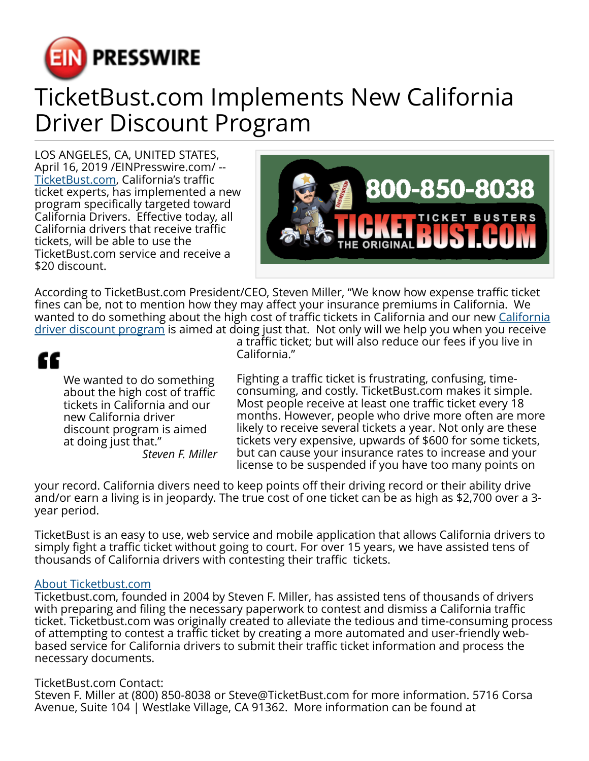# TicketBust.com Implements New California Driver Discount Program

LOS ANGELES, CA, UNITED STATES, April 16, 2019 /EINPresswire.com/ -- TicketBust.com, California's traffic ticket experts, has implemented a new program specifically targeted toward California Drivers. Effective today, all California drivers that receive traffic tickets, will be able to use the TicketBust.com service and receive a $20 discount.

According to TicketBust.com President/CEO, Steven Miller, "We know how expense traffic ticket fines can be, not to mention how they may affect your insurance premiums in California. We wanted to do something about the high cost of traffic tickets in California and our new California driver discount program is aimed at doing just that. Not only will we help you when you receive a traffic ticket; but will also reduce our fees if you live in California."

> "We wanted to do something about the high cost of traffic tickets in California and our new California driver discount program is aimed at doing just that."
>
> *Steven F. Miller*

Fighting a traffic ticket is frustrating, confusing, time-consuming, and costly. TicketBust.com makes it simple. Most people receive at least one traffic ticket every 18 months. However, people who drive more often are more likely to receive several tickets a year. Not only are these tickets very expensive, upwards of $600 for some tickets, but can cause your insurance rates to increase and your license to be suspended if you have too many points on your record. California divers need to keep points off their driving record or their ability drive and/or earn a living is in jeopardy. The true cost of one ticket can be as high as $2,700 over a 3-year period.

TicketBust is an easy to use, web service and mobile application that allows California drivers to simply fight a traffic ticket without going to court. For over 15 years, we have assisted tens of thousands of California drivers with contesting their traffic tickets.

About Ticketbust.com
Ticketbust.com, founded in 2004 by Steven F. Miller, has assisted tens of thousands of drivers with preparing and filing the necessary paperwork to contest and dismiss a California traffic ticket. Ticketbust.com was originally created to alleviate the tedious and time-consuming process of attempting to contest a traffic ticket by creating a more automated and user-friendly web-based service for California drivers to submit their traffic ticket information and process the necessary documents.

TicketBust.com Contact:
Steven F. Miller at (800) 850-8038 or Steve@TicketBust.com for more information. 5716 Corsa Avenue, Suite 104 | Westlake Village, CA 91362. More information can be found at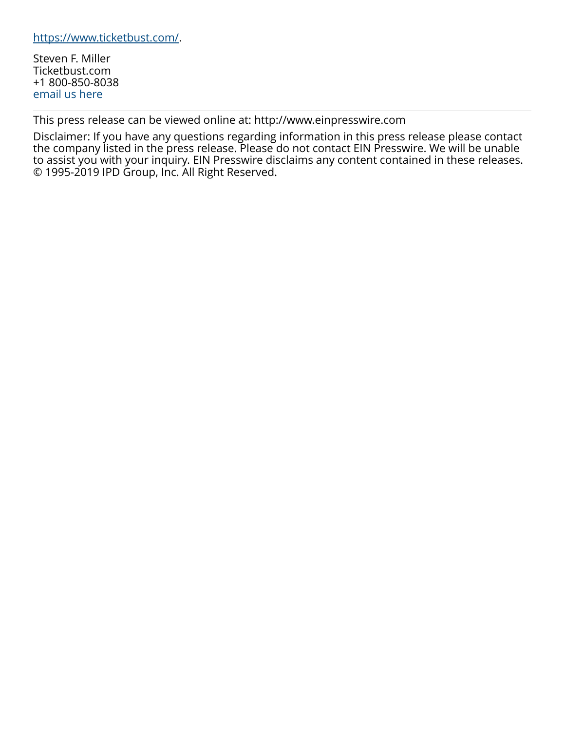https://www.ticketbust.com/.

Steven F. Miller
Ticketbust.com
+1 800-850-8038
email us here

---

This press release can be viewed online at: http://www.einpresswire.com

Disclaimer: If you have any questions regarding information in this press release please contact the company listed in the press release. Please do not contact EIN Presswire. We will be unable to assist you with your inquiry. EIN Presswire disclaims any content contained in these releases. © 1995-2019 IPD Group, Inc. All Right Reserved.